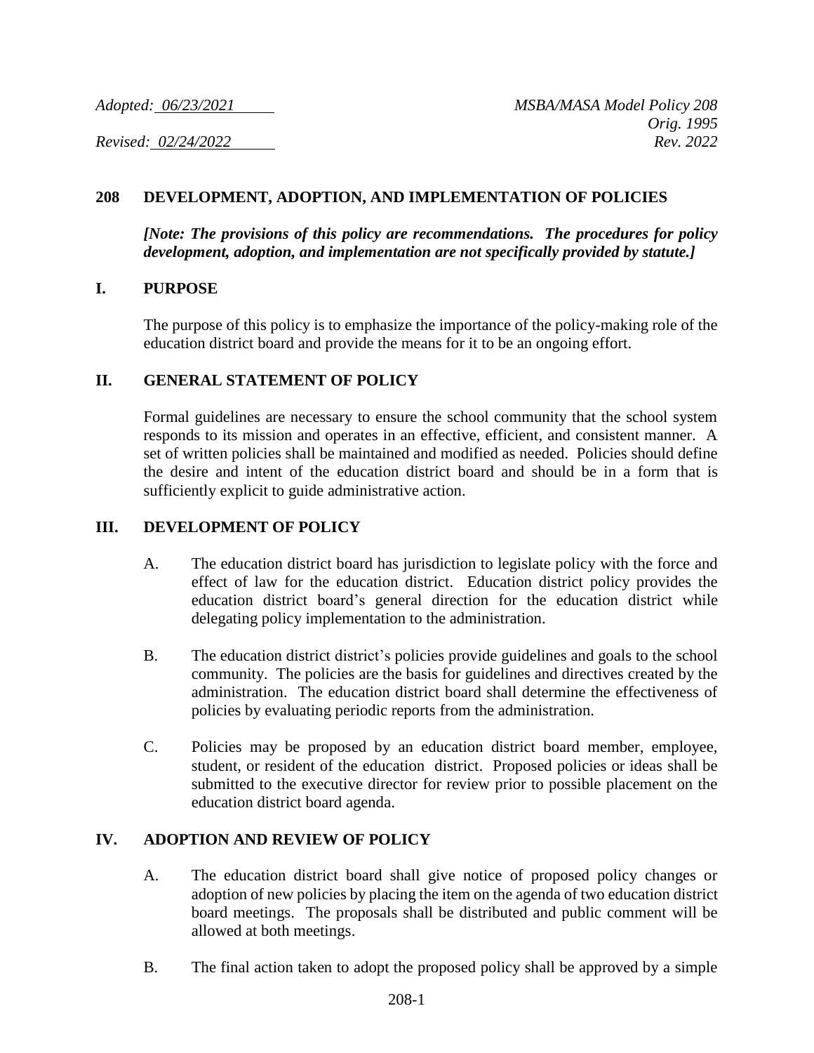*Adopted: 06/23/2021*

*Revised: 02/24/2022*

*MSBA/MASA Model Policy 208*
*Orig. 1995*
*Rev. 2022*

## 208 DEVELOPMENT, ADOPTION, AND IMPLEMENTATION OF POLICIES

***[Note: The provisions of this policy are recommendations. The procedures for policy development, adoption, and implementation are not specifically provided by statute.]***

### I. PURPOSE

The purpose of this policy is to emphasize the importance of the policy-making role of the education district board and provide the means for it to be an ongoing effort.

### II. GENERAL STATEMENT OF POLICY

Formal guidelines are necessary to ensure the school community that the school system responds to its mission and operates in an effective, efficient, and consistent manner. A set of written policies shall be maintained and modified as needed. Policies should define the desire and intent of the education district board and should be in a form that is sufficiently explicit to guide administrative action.

### III. DEVELOPMENT OF POLICY

A. The education district board has jurisdiction to legislate policy with the force and effect of law for the education district. Education district policy provides the education district board's general direction for the education district while delegating policy implementation to the administration.

B. The education district district's policies provide guidelines and goals to the school community. The policies are the basis for guidelines and directives created by the administration. The education district board shall determine the effectiveness of policies by evaluating periodic reports from the administration.

C. Policies may be proposed by an education district board member, employee, student, or resident of the education district. Proposed policies or ideas shall be submitted to the executive director for review prior to possible placement on the education district board agenda.

### IV. ADOPTION AND REVIEW OF POLICY

A. The education district board shall give notice of proposed policy changes or adoption of new policies by placing the item on the agenda of two education district board meetings. The proposals shall be distributed and public comment will be allowed at both meetings.

B. The final action taken to adopt the proposed policy shall be approved by a simple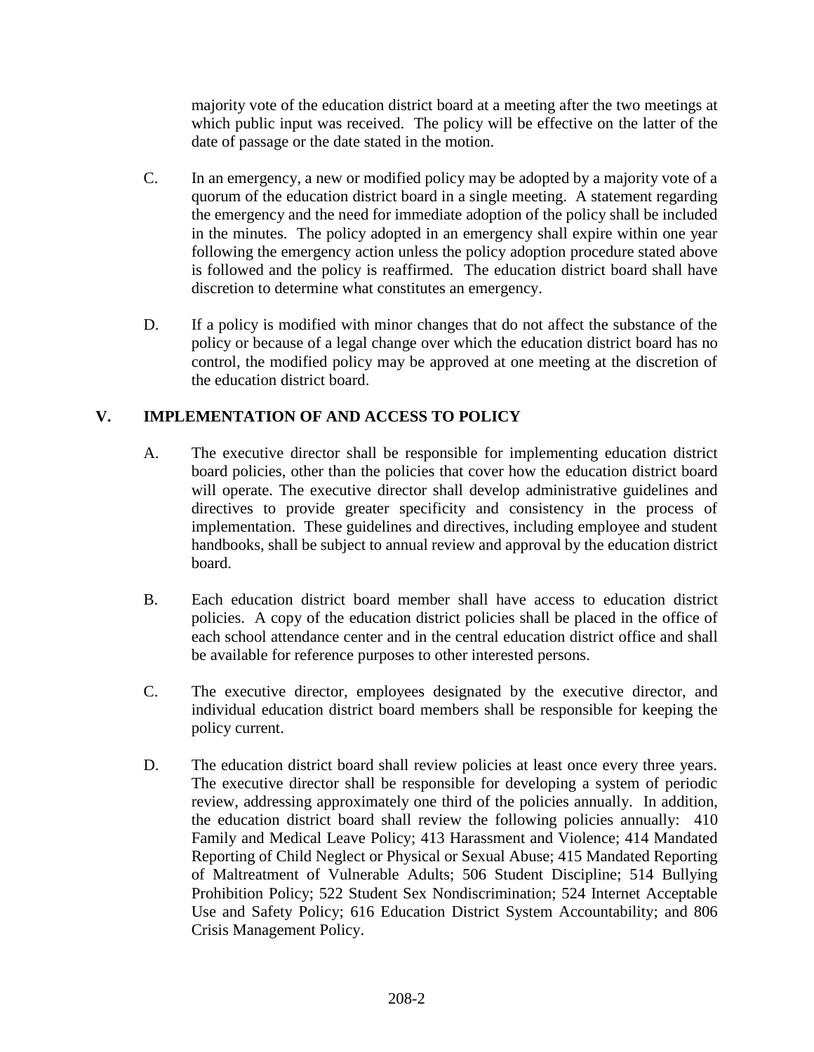majority vote of the education district board at a meeting after the two meetings at which public input was received. The policy will be effective on the latter of the date of passage or the date stated in the motion.

C. In an emergency, a new or modified policy may be adopted by a majority vote of a quorum of the education district board in a single meeting. A statement regarding the emergency and the need for immediate adoption of the policy shall be included in the minutes. The policy adopted in an emergency shall expire within one year following the emergency action unless the policy adoption procedure stated above is followed and the policy is reaffirmed. The education district board shall have discretion to determine what constitutes an emergency.

D. If a policy is modified with minor changes that do not affect the substance of the policy or because of a legal change over which the education district board has no control, the modified policy may be approved at one meeting at the discretion of the education district board.

## V. IMPLEMENTATION OF AND ACCESS TO POLICY

A. The executive director shall be responsible for implementing education district board policies, other than the policies that cover how the education district board will operate. The executive director shall develop administrative guidelines and directives to provide greater specificity and consistency in the process of implementation. These guidelines and directives, including employee and student handbooks, shall be subject to annual review and approval by the education district board.

B. Each education district board member shall have access to education district policies. A copy of the education district policies shall be placed in the office of each school attendance center and in the central education district office and shall be available for reference purposes to other interested persons.

C. The executive director, employees designated by the executive director, and individual education district board members shall be responsible for keeping the policy current.

D. The education district board shall review policies at least once every three years. The executive director shall be responsible for developing a system of periodic review, addressing approximately one third of the policies annually. In addition, the education district board shall review the following policies annually: 410 Family and Medical Leave Policy; 413 Harassment and Violence; 414 Mandated Reporting of Child Neglect or Physical or Sexual Abuse; 415 Mandated Reporting of Maltreatment of Vulnerable Adults; 506 Student Discipline; 514 Bullying Prohibition Policy; 522 Student Sex Nondiscrimination; 524 Internet Acceptable Use and Safety Policy; 616 Education District System Accountability; and 806 Crisis Management Policy.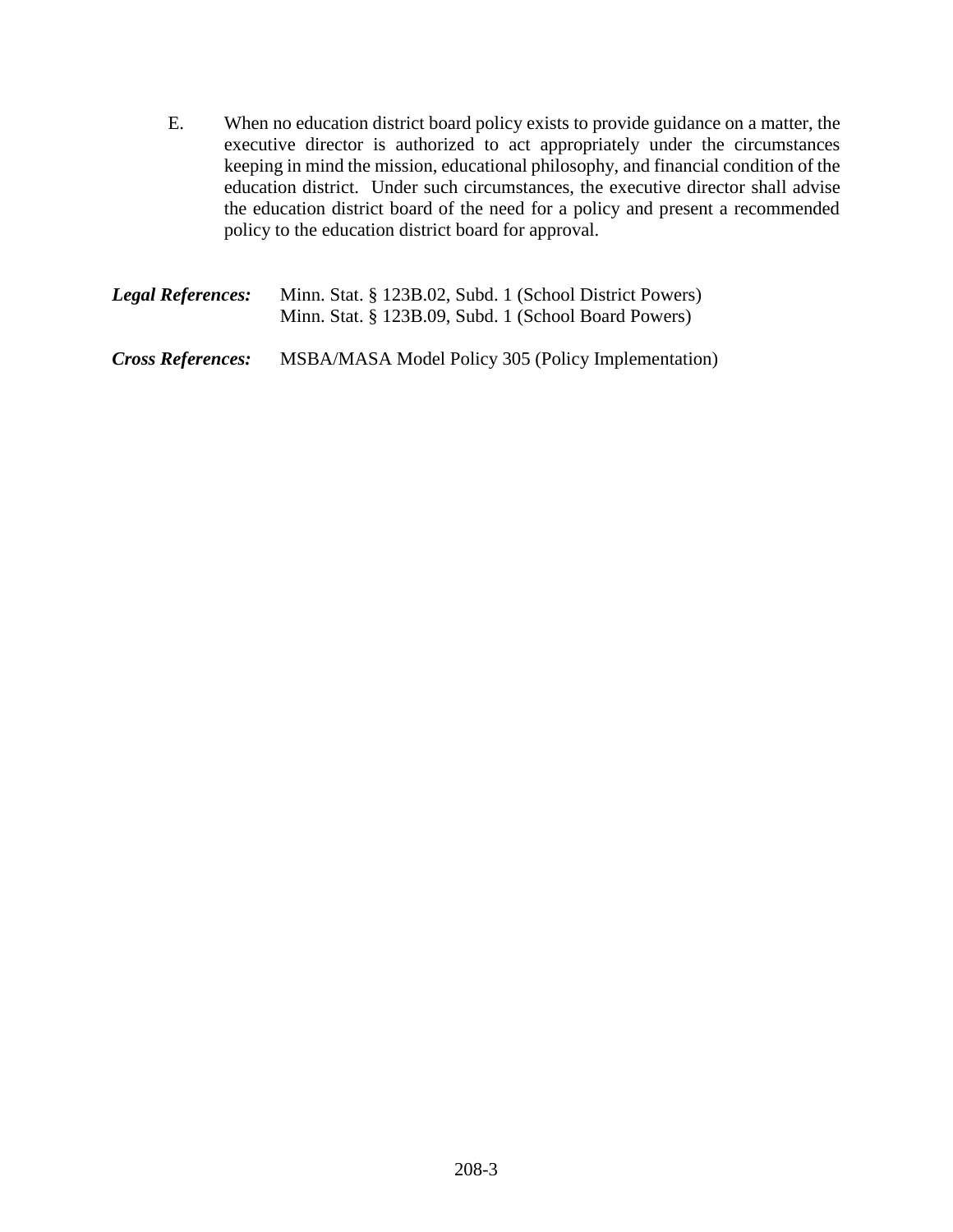E. When no education district board policy exists to provide guidance on a matter, the executive director is authorized to act appropriately under the circumstances keeping in mind the mission, educational philosophy, and financial condition of the education district. Under such circumstances, the executive director shall advise the education district board of the need for a policy and present a recommended policy to the education district board for approval.

***Legal References:*** Minn. Stat. § 123B.02, Subd. 1 (School District Powers)
Minn. Stat. § 123B.09, Subd. 1 (School Board Powers)

***Cross References:*** MSBA/MASA Model Policy 305 (Policy Implementation)